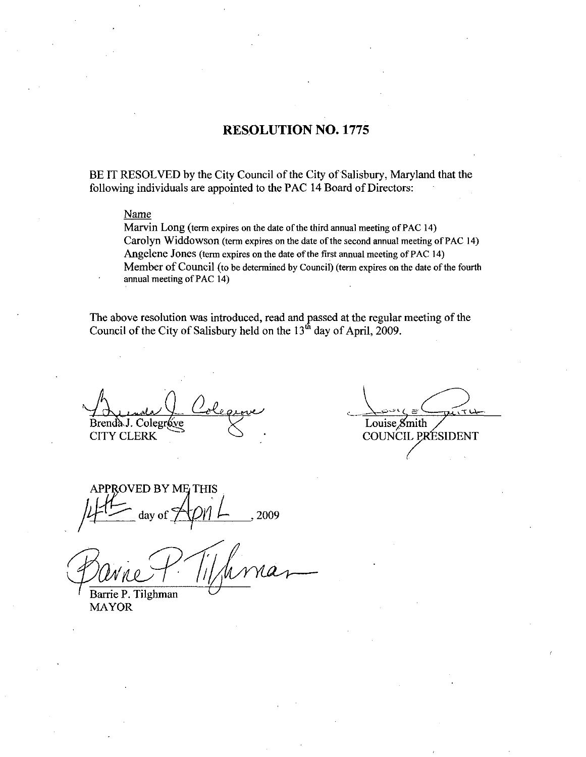# RESOLUTION NO. 1775

BE IT RESOLVED by the City Council of the City of Salisbury, Maryland that the following individuals are appointed to the PAC 14 Board of Directors:

Name

Marvin Long (term expires on the date of the third annual meeting of PAC 14)
Carolyn Widdowson (term expires on the date of the second annual meeting of PAC 14)
Angelene Jones (term expires on the date of the first annual meeting of PAC 14)
Member of Council (to be determined by Council) (term expires on the date of the fourth annual meeting of PAC 14)

The above resolution was introduced, read and passed at the regular meeting of the Council of the City of Salisbury held on the 13th day of April, 2009.

Brenda J. Colegrove
CITY CLERK

Louise Smith
COUNCIL PRESIDENT

APPROVED BY ME THIS 14th day of April, 2009

Barrie P. Tilghman
MAYOR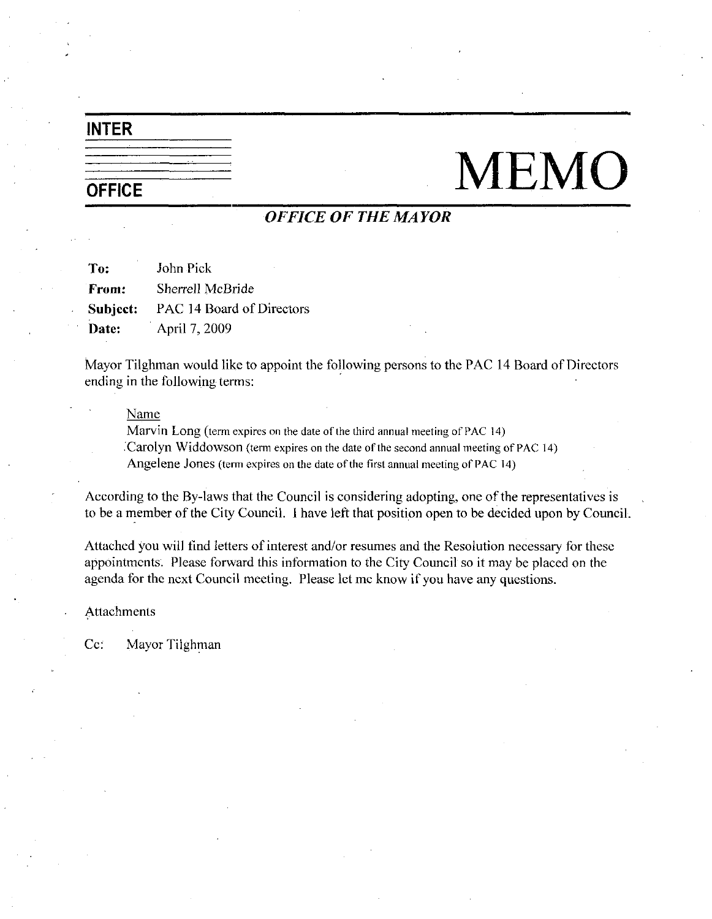**INTER**

**OFFICE**

# MEMO

***OFFICE OF THE MAYOR***

**To:** John Pick

**From:** Sherrell McBride

**Subject:** PAC 14 Board of Directors

**Date:** April 7, 2009

Mayor Tilghman would like to appoint the following persons to the PAC 14 Board of Directors ending in the following terms:

Name

Marvin Long (term expires on the date of the third annual meeting of PAC 14)

Carolyn Widdowson (term expires on the date of the second annual meeting of PAC 14)

Angelene Jones (term expires on the date of the first annual meeting of PAC 14)

According to the By-laws that the Council is considering adopting, one of the representatives is to be a member of the City Council. I have left that position open to be decided upon by Council.

Attached you will find letters of interest and/or resumes and the Resolution necessary for these appointments. Please forward this information to the City Council so it may be placed on the agenda for the next Council meeting. Please let me know if you have any questions.

Attachments

Cc: Mayor Tilghman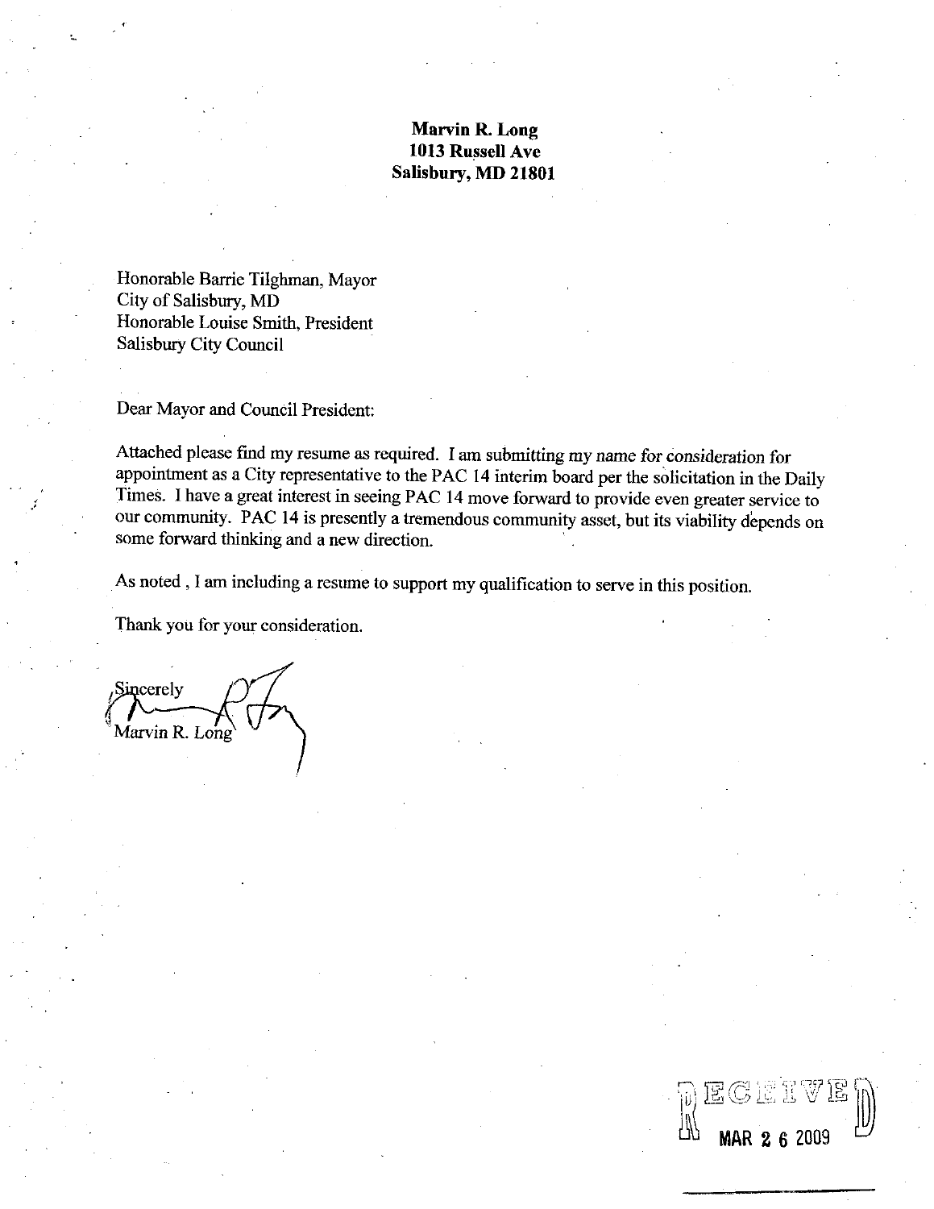**Marvin R. Long**
**1013 Russell Ave**
**Salisbury, MD 21801**

Honorable Barrie Tilghman, Mayor
City of Salisbury, MD
Honorable Louise Smith, President
Salisbury City Council

Dear Mayor and Council President:

Attached please find my resume as required. I am submitting my name for consideration for appointment as a City representative to the PAC 14 interim board per the solicitation in the Daily Times. I have a great interest in seeing PAC 14 move forward to provide even greater service to our community. PAC 14 is presently a tremendous community asset, but its viability depends on some forward thinking and a new direction.

As noted , I am including a resume to support my qualification to serve in this position.

Thank you for your consideration.

Sincerely

Marvin R. Long

RECEIVED
MAR 26 2009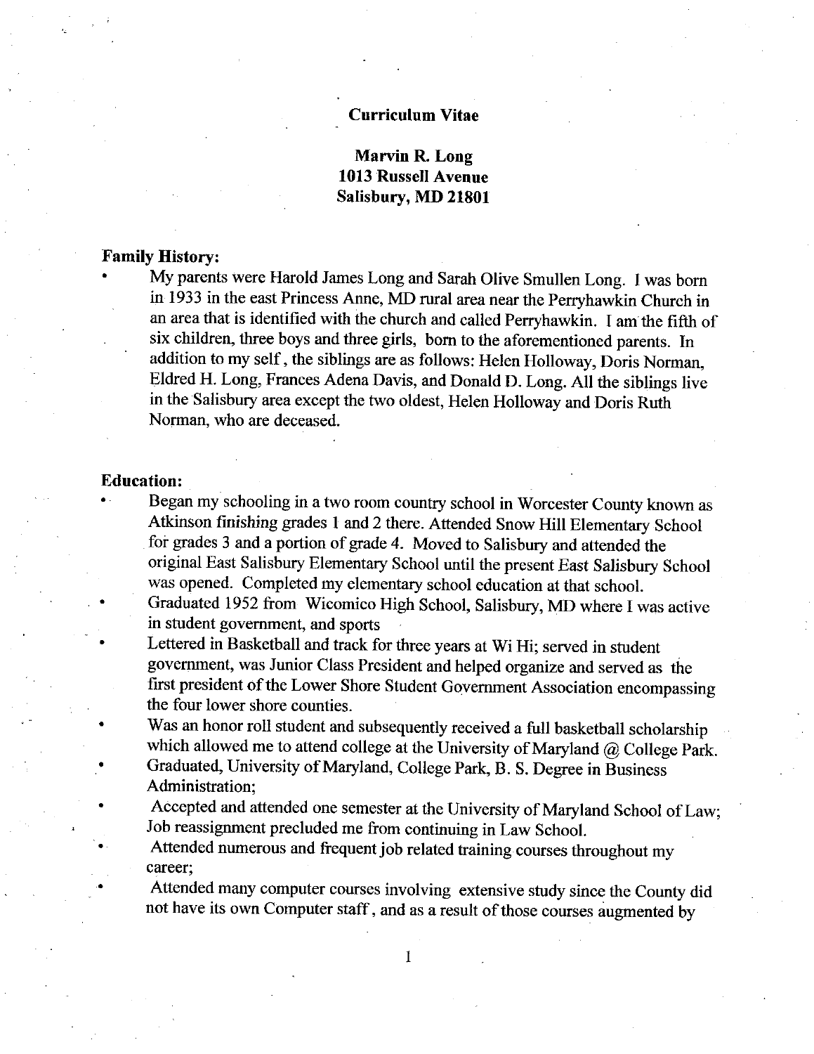# Curriculum Vitae

**Marvin R. Long**
**1013 Russell Avenue**
**Salisbury, MD 21801**

**Family History:**

- My parents were Harold James Long and Sarah Olive Smullen Long. I was born in 1933 in the east Princess Anne, MD rural area near the Perryhawkin Church in an area that is identified with the church and called Perryhawkin. I am the fifth of six children, three boys and three girls, born to the aforementioned parents. In addition to my self, the siblings are as follows: Helen Holloway, Doris Norman, Eldred H. Long, Frances Adena Davis, and Donald D. Long. All the siblings live in the Salisbury area except the two oldest, Helen Holloway and Doris Ruth Norman, who are deceased.

**Education:**

- Began my schooling in a two room country school in Worcester County known as Atkinson *finishing* grades 1 and 2 there. Attended Snow Hill Elementary School for grades 3 and a portion of grade 4. Moved to Salisbury and attended the original East Salisbury Elementary School until the present East Salisbury School was opened. Completed my elementary school education at that school.
- Graduated 1952 from Wicomico High School, Salisbury, MD where I was active in student government, and sports
- Lettered in Basketball and track for three years at Wi Hi; served in student government, was Junior Class President and helped organize and served as the first president of the Lower Shore Student Government Association encompassing the four lower shore counties.
- Was an honor roll student and subsequently received a full basketball scholarship which allowed me to attend college at the University of Maryland @ College Park.
- Graduated, University of Maryland, College Park, B. S. Degree in Business Administration;
- Accepted and attended one semester at the University of Maryland School of Law; Job reassignment precluded me from continuing in Law School.
- Attended numerous and frequent job related training courses throughout my career;
- Attended many computer courses involving extensive study since the County did not have its own Computer staff, and as a result of those courses augmented by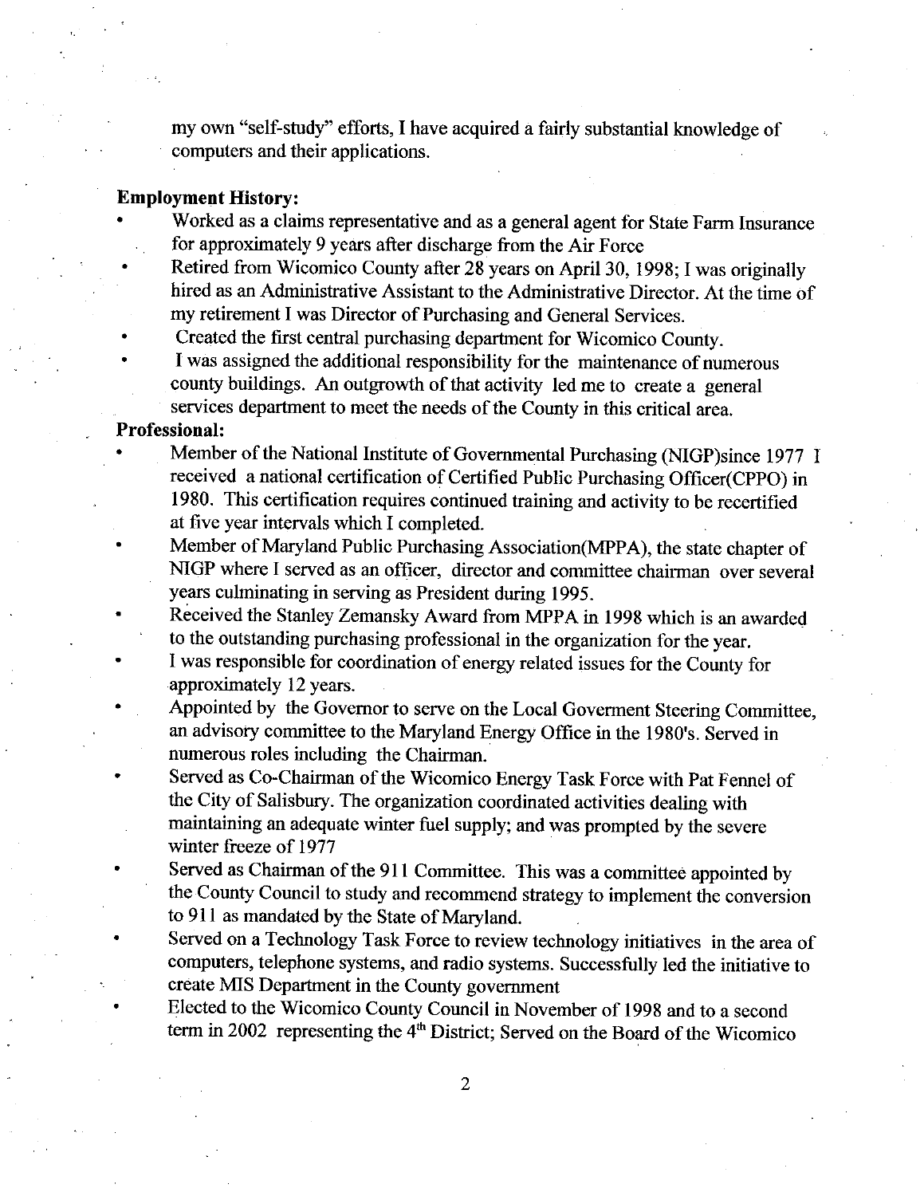my own "self-study" efforts, I have acquired a fairly substantial knowledge of computers and their applications.

**Employment History:**

- Worked as a claims representative and as a general agent for State Farm Insurance for approximately 9 years after discharge from the Air Force
- Retired from Wicomico County after 28 years on April 30, 1998; I was originally hired as an Administrative Assistant to the Administrative Director. At the time of my retirement I was Director of Purchasing and General Services.
- Created the first central purchasing department for Wicomico County.
- I was assigned the additional responsibility for the maintenance of numerous county buildings. An outgrowth of that activity led me to create a general services department to meet the needs of the County in this critical area.

**Professional:**

- Member of the National Institute of Governmental Purchasing (NIGP)since 1977 I received a national certification of Certified Public Purchasing Officer(CPPO) in 1980. This certification requires continued training and activity to be recertified at five year intervals which I completed.
- Member of Maryland Public Purchasing Association(MPPA), the state chapter of NIGP where I served as an officer, director and committee chairman over several years culminating in serving as President during 1995.
- Received the Stanley Zemansky Award from MPPA in 1998 which is an awarded to the outstanding purchasing professional in the organization for the year.
- I was responsible for coordination of energy related issues for the County for approximately 12 years.
- Appointed by the Governor to serve on the Local Goverment Steering Committee, an advisory committee to the Maryland Energy Office in the 1980's. Served in numerous roles including the Chairman.
- Served as Co-Chairman of the Wicomico Energy Task Force with Pat Fennel of the City of Salisbury. The organization coordinated activities dealing with maintaining an adequate winter fuel supply; and was prompted by the severe winter freeze of 1977
- Served as Chairman of the 911 Committee. This was a committee appointed by the County Council to study and recommend strategy to implement the conversion to 911 as mandated by the State of Maryland.
- Served on a Technology Task Force to review technology initiatives in the area of computers, telephone systems, and radio systems. Successfully led the initiative to create MIS Department in the County government
- Elected to the Wicomico County Council in November of 1998 and to a second term in 2002 representing the 4th District; Served on the Board of the Wicomico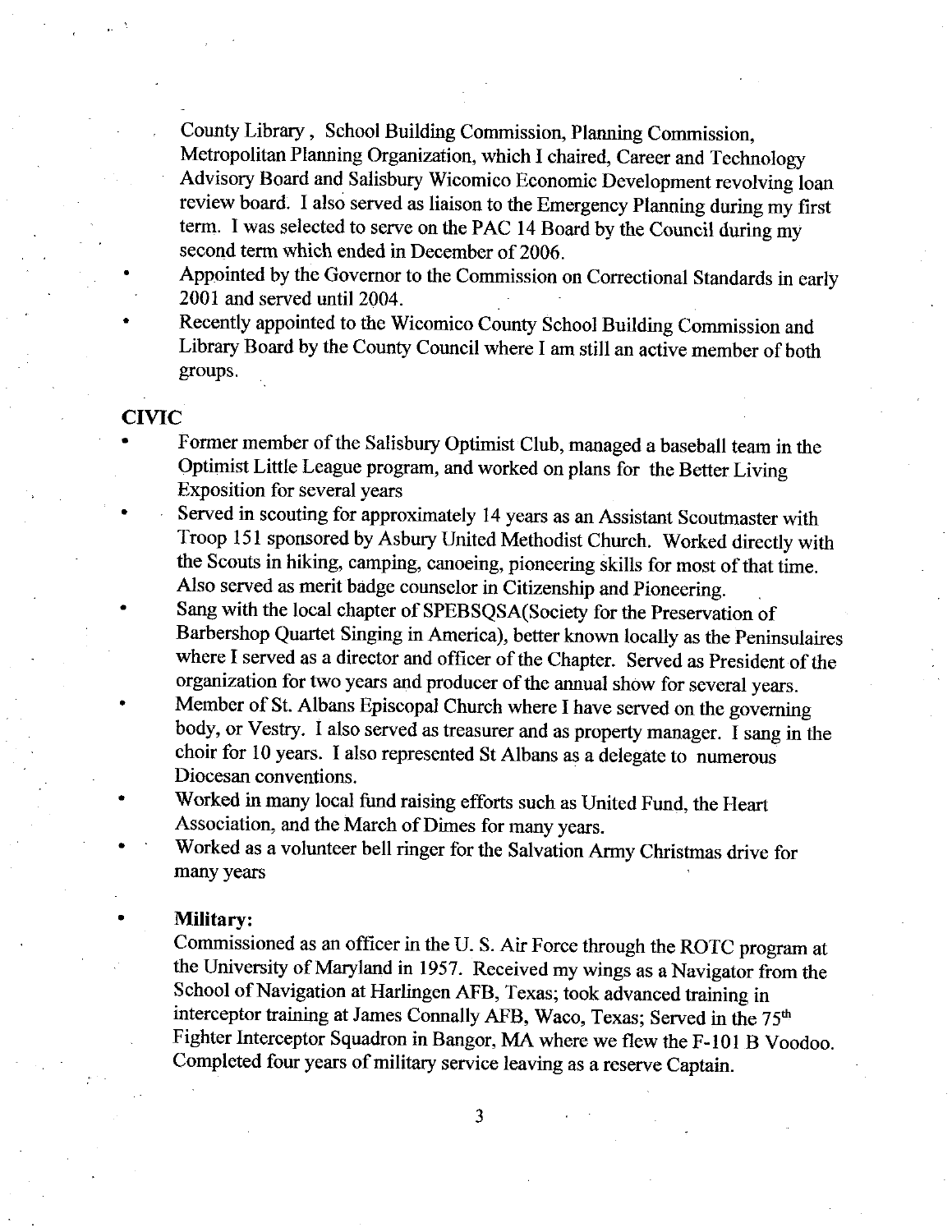County Library , School Building Commission, Planning Commission, Metropolitan Planning Organization, which I chaired, Career and Technology Advisory Board and Salisbury Wicomico Economic Development revolving loan review board. I also served as liaison to the Emergency Planning during my first term. I was selected to serve on the PAC 14 Board by the Council during my second term which ended in December of 2006.

- Appointed by the Governor to the Commission on Correctional Standards in early 2001 and served until 2004.
- Recently appointed to the Wicomico County School Building Commission and Library Board by the County Council where I am still an active member of both groups.

## CIVIC

- Former member of the Salisbury Optimist Club, managed a baseball team in the Optimist Little League program, and worked on plans for the Better Living Exposition for several years
- Served in scouting for approximately 14 years as an Assistant Scoutmaster with Troop 151 sponsored by Asbury United Methodist Church. Worked directly with the Scouts in hiking, camping, canoeing, pioneering skills for most of that time. Also served as merit badge counselor in Citizenship and Pioneering.
- Sang with the local chapter of SPEBSQSA(Society for the Preservation of Barbershop Quartet Singing in America), better known locally as the Peninsulaires where I served as a director and officer of the Chapter. Served as President of the organization for two years and producer of the annual show for several years.
- Member of St. Albans Episcopal Church where I have served on the governing body, or Vestry. I also served as treasurer and as property manager. I sang in the choir for 10 years. I also represented St Albans as a delegate to numerous Diocesan conventions.
- Worked in many local fund raising efforts such as United Fund, the Heart Association, and the March of Dimes for many years.
- Worked as a volunteer bell ringer for the Salvation Army Christmas drive for many years

- **Military:**

  Commissioned as an officer in the U. S. Air Force through the ROTC program at the University of Maryland in 1957. Received my wings as a Navigator from the School of Navigation at Harlingen AFB, Texas; took advanced training in interceptor training at James Connally AFB, Waco, Texas; Served in the 75th Fighter Interceptor Squadron in Bangor, MA where we flew the F-101 B Voodoo. Completed four years of military service leaving as a reserve Captain.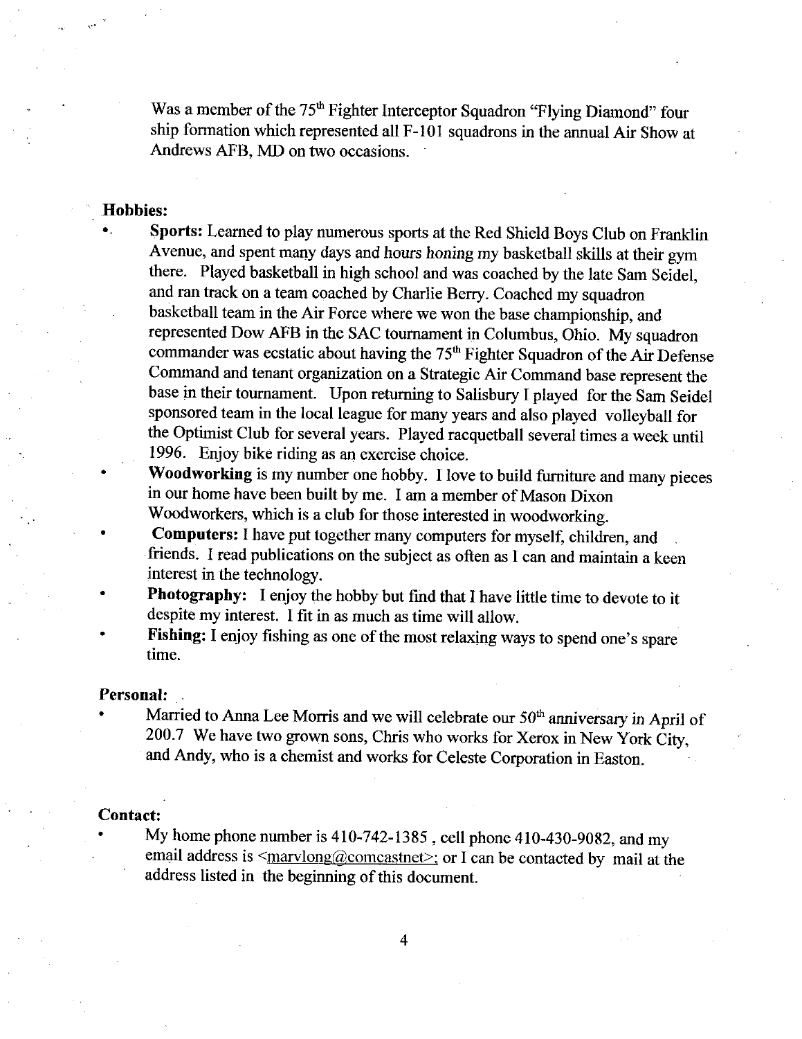Was a member of the 75th Fighter Interceptor Squadron "Flying Diamond" four ship formation which represented all F-101 squadrons in the annual Air Show at Andrews AFB, MD on two occasions.

**Hobbies:**

- **Sports:** Learned to play numerous sports at the Red Shield Boys Club on Franklin Avenue, and spent many days and hours honing my basketball skills at their gym there. Played basketball in high school and was coached by the late Sam Seidel, and ran track on a team coached by Charlie Berry. Coached my squadron basketball team in the Air Force where we won the base championship, and represented Dow AFB in the SAC tournament in Columbus, Ohio. My squadron commander was ecstatic about having the 75th Fighter Squadron of the Air Defense Command and tenant organization on a Strategic Air Command base represent the base in their tournament. Upon returning to Salisbury I played for the Sam Seidel sponsored team in the local league for many years and also played volleyball for the Optimist Club for several years. Played racquetball several times a week until 1996. Enjoy bike riding as an exercise choice.
- **Woodworking** is my number one hobby. I love to build furniture and many pieces in our home have been built by me. I am a member of Mason Dixon Woodworkers, which is a club for those interested in woodworking.
- **Computers:** I have put together many computers for myself, children, and friends. I read publications on the subject as often as I can and maintain a keen interest in the technology.
- **Photography:** I enjoy the hobby but find that I have little time to devote to it despite my interest. I fit in as much as time will allow.
- **Fishing:** I enjoy fishing as one of the most relaxing ways to spend one's spare time.

**Personal:**

- Married to Anna Lee Morris and we will celebrate our 50th anniversary in April of 200.7 We have two grown sons, Chris who works for Xerox in New York City, and Andy, who is a chemist and works for Celeste Corporation in Easton.

**Contact:**

- My home phone number is 410-742-1385 , cell phone 410-430-9082, and my email address is <marvlong@comcastnet>; or I can be contacted by mail at the address listed in the beginning of this document.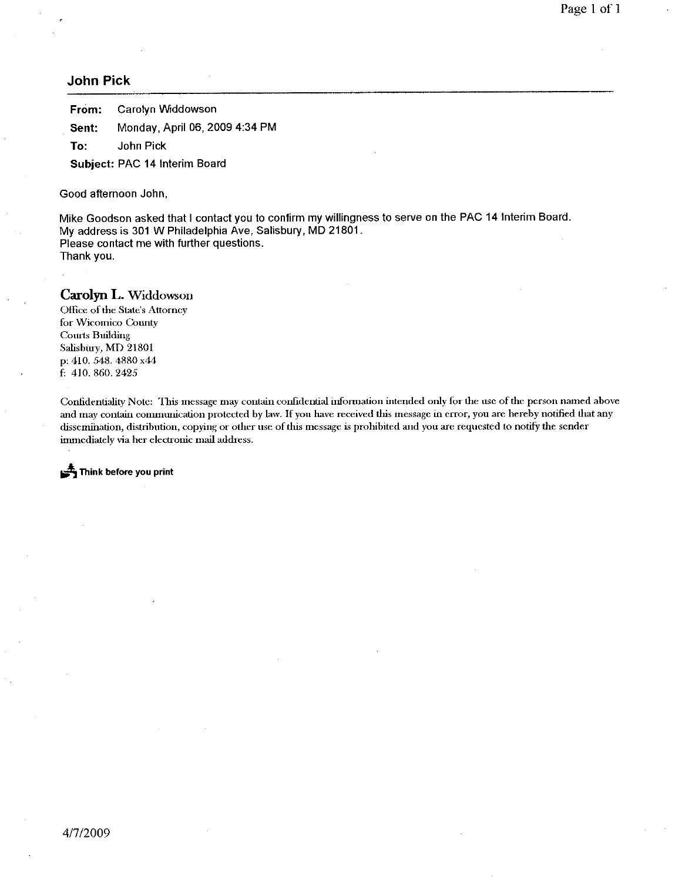## John Pick

**From:** Carolyn Widdowson

**Sent:** Monday, April 06, 2009 4:34 PM

**To:** John Pick

**Subject:** PAC 14 Interim Board

Good afternoon John,

Mike Goodson asked that I contact you to confirm my willingness to serve on the PAC 14 Interim Board.
My address is 301 W Philadelphia Ave, Salisbury, MD 21801.
Please contact me with further questions.
Thank you.

**Carolyn L. Widdowson**
Office of the State's Attorney
for Wicomico County
Courts Building
Salisbury, MD 21801
p: 410. 548. 4880 x44
f: 410. 860. 2425

Confidentiality Note: This message may contain confidential information intended only for the use of the person named above and may contain communication protected by law. If you have received this message in error, you are hereby notified that any dissemination, distribution, copying or other use of this message is prohibited and you are requested to notify the sender immediately via her electronic mail address.

**Think before you print**

4/7/2009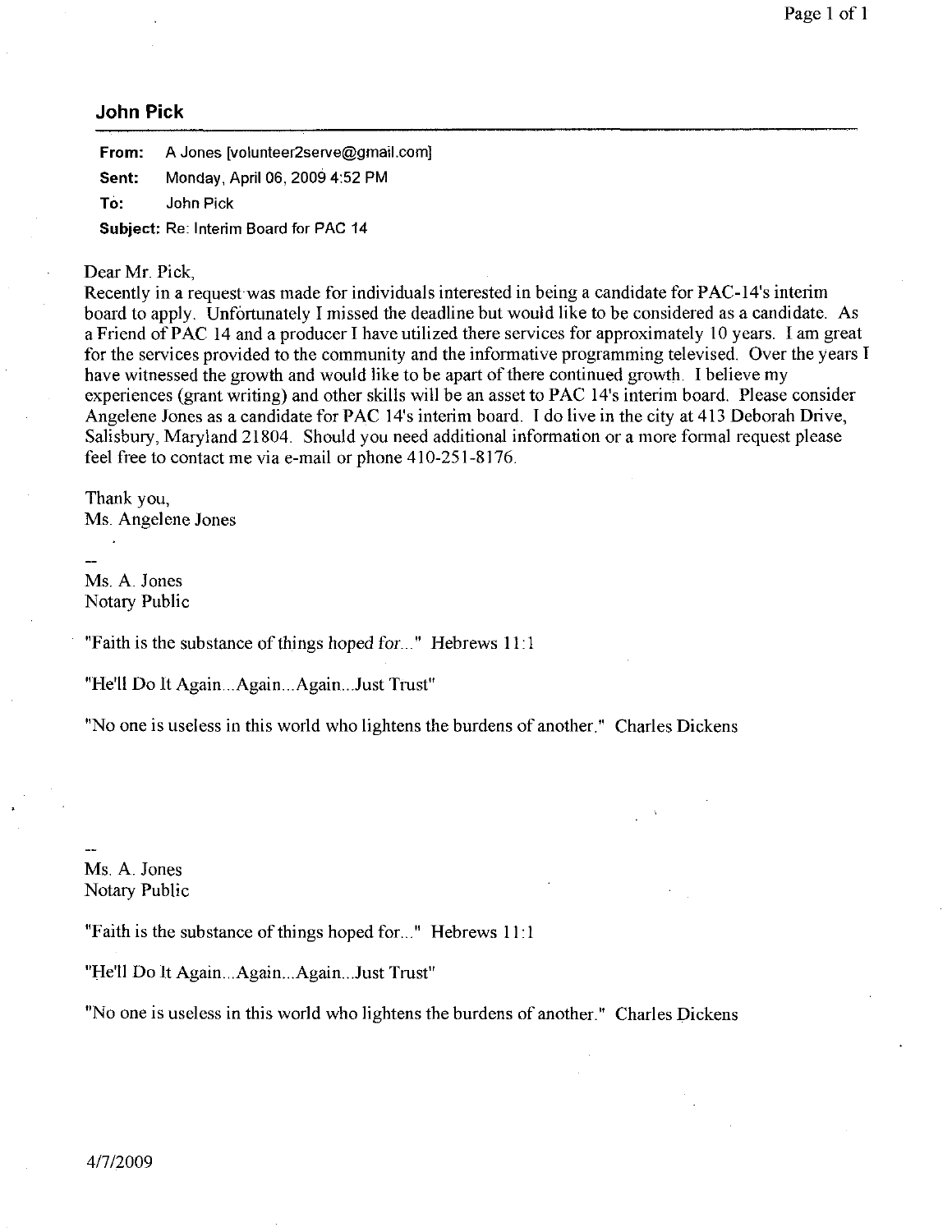## John Pick

**From:** A Jones [volunteer2serve@gmail.com]

**Sent:** Monday, April 06, 2009 4:52 PM

**To:** John Pick

**Subject:** Re: Interim Board for PAC 14

Dear Mr. Pick,

Recently in a request was made for individuals interested in being a candidate for PAC-14's interim board to apply. Unfortunately I missed the deadline but would like to be considered as a candidate. As a Friend of PAC 14 and a producer I have utilized there services for approximately 10 years. I am great for the services provided to the community and the informative programming televised. Over the years I have witnessed the growth and would like to be apart of there continued growth. I believe my experiences (grant writing) and other skills will be an asset to PAC 14's interim board. Please consider Angelene Jones as a candidate for PAC 14's interim board. I do live in the city at 413 Deborah Drive, Salisbury, Maryland 21804. Should you need additional information or a more formal request please feel free to contact me via e-mail or phone 410-251-8176.

Thank you,
Ms. Angelene Jones

--
Ms. A. Jones
Notary Public

"Faith is the substance of things hoped for..." Hebrews 11:1

"He'll Do It Again...Again...Again...Just Trust"

"No one is useless in this world who lightens the burdens of another." Charles Dickens

--
Ms. A. Jones
Notary Public

"Faith is the substance of things hoped for..." Hebrews 11:1

"He'll Do It Again...Again...Again...Just Trust"

"No one is useless in this world who lightens the burdens of another." Charles Dickens

4/7/2009